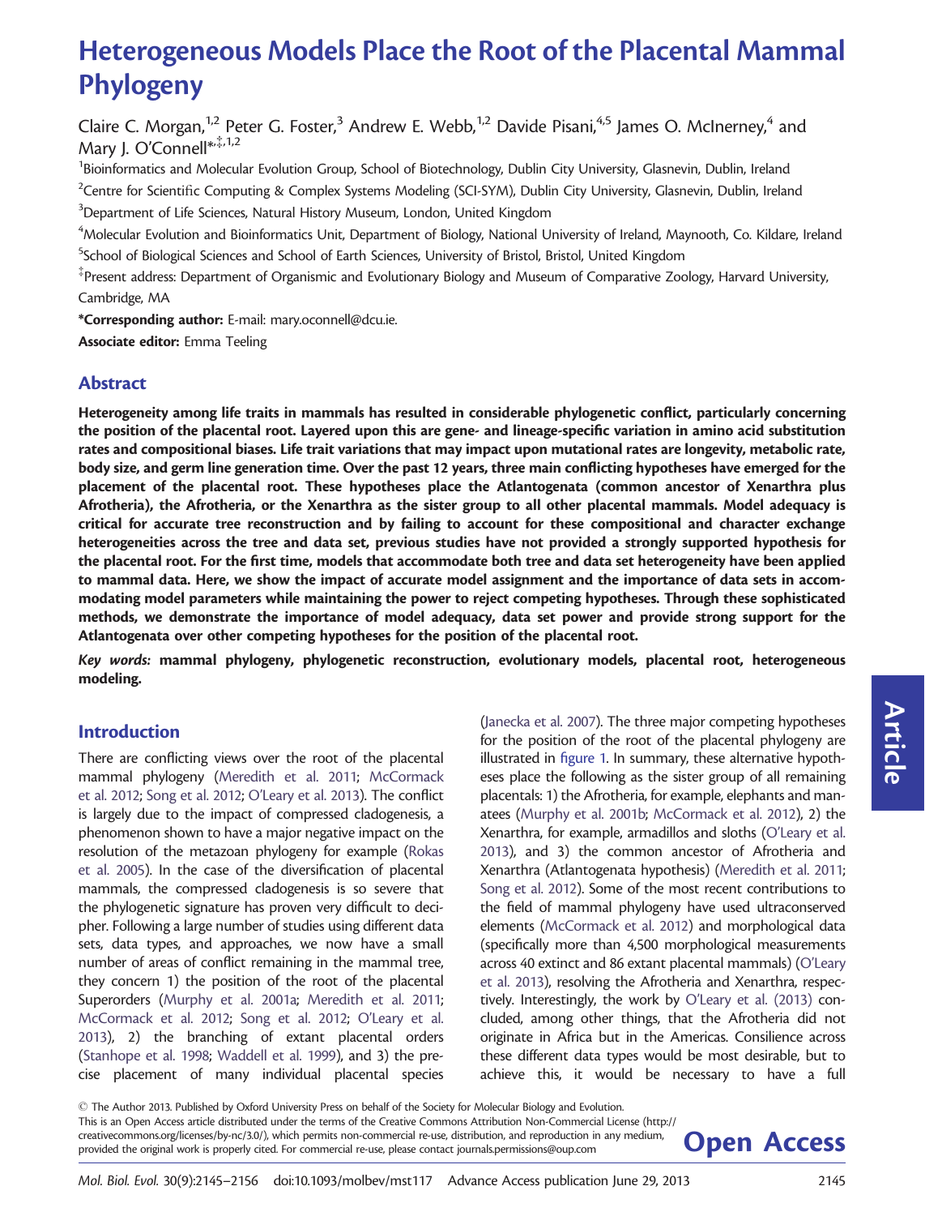# Heterogeneous Models Place the Root of the Placental Mammal Phylogeny

Claire C. Morgan,[1,2] Peter G. Foster,[3] Andrew E. Webb,[1,2] Davide Pisani,[4,5] James O. McInerney,[4] and Mary J. O'Connell*[‡,1,2]

[1]Bioinformatics and Molecular Evolution Group, School of Biotechnology, Dublin City University, Glasnevin, Dublin, Ireland

[2]Centre for Scientific Computing & Complex Systems Modeling (SCI-SYM), Dublin City University, Glasnevin, Dublin, Ireland

[3]Department of Life Sciences, Natural History Museum, London, United Kingdom

[4]Molecular Evolution and Bioinformatics Unit, Department of Biology, National University of Ireland, Maynooth, Co. Kildare, Ireland

[5]School of Biological Sciences and School of Earth Sciences, University of Bristol, Bristol, United Kingdom

[‡]Present address: Department of Organismic and Evolutionary Biology and Museum of Comparative Zoology, Harvard University, Cambridge, MA

***Corresponding author:** E-mail: mary.oconnell@dcu.ie.

**Associate editor:** Emma Teeling

## Abstract

**Heterogeneity among life traits in mammals has resulted in considerable phylogenetic conflict, particularly concerning the position of the placental root. Layered upon this are gene- and lineage-specific variation in amino acid substitution rates and compositional biases. Life trait variations that may impact upon mutational rates are longevity, metabolic rate, body size, and germ line generation time. Over the past 12 years, three main conflicting hypotheses have emerged for the placement of the placental root. These hypotheses place the Atlantogenata (common ancestor of Xenarthra plus Afrotheria), the Afrotheria, or the Xenarthra as the sister group to all other placental mammals. Model adequacy is critical for accurate tree reconstruction and by failing to account for these compositional and character exchange heterogeneities across the tree and data set, previous studies have not provided a strongly supported hypothesis for the placental root. For the first time, models that accommodate both tree and data set heterogeneity have been applied to mammal data. Here, we show the impact of accurate model assignment and the importance of data sets in accommodating model parameters while maintaining the power to reject competing hypotheses. Through these sophisticated methods, we demonstrate the importance of model adequacy, data set power and provide strong support for the Atlantogenata over other competing hypotheses for the position of the placental root.**

***Key words:*** **mammal phylogeny, phylogenetic reconstruction, evolutionary models, placental root, heterogeneous modeling.**

## Introduction

There are conflicting views over the root of the placental mammal phylogeny (Meredith et al. 2011; McCormack et al. 2012; Song et al. 2012; O'Leary et al. 2013). The conflict is largely due to the impact of compressed cladogenesis, a phenomenon shown to have a major negative impact on the resolution of the metazoan phylogeny for example (Rokas et al. 2005). In the case of the diversification of placental mammals, the compressed cladogenesis is so severe that the phylogenetic signature has proven very difficult to decipher. Following a large number of studies using different data sets, data types, and approaches, we now have a small number of areas of conflict remaining in the mammal tree, they concern 1) the position of the root of the placental Superorders (Murphy et al. 2001a; Meredith et al. 2011; McCormack et al. 2012; Song et al. 2012; O'Leary et al. 2013), 2) the branching of extant placental orders (Stanhope et al. 1998; Waddell et al. 1999), and 3) the precise placement of many individual placental species (Janecka et al. 2007). The three major competing hypotheses for the position of the root of the placental phylogeny are illustrated in figure 1. In summary, these alternative hypotheses place the following as the sister group of all remaining placentals: 1) the Afrotheria, for example, elephants and manatees (Murphy et al. 2001b; McCormack et al. 2012), 2) the Xenarthra, for example, armadillos and sloths (O'Leary et al. 2013), and 3) the common ancestor of Afrotheria and Xenarthra (Atlantogenata hypothesis) (Meredith et al. 2011; Song et al. 2012). Some of the most recent contributions to the field of mammal phylogeny have used ultraconserved elements (McCormack et al. 2012) and morphological data (specifically more than 4,500 morphological measurements across 40 extinct and 86 extant placental mammals) (O'Leary et al. 2013), resolving the Afrotheria and Xenarthra, respectively. Interestingly, the work by O'Leary et al. (2013) concluded, among other things, that the Afrotheria did not originate in Africa but in the Americas. Consilience across these different data types would be most desirable, but to achieve this, it would be necessary to have a full

© The Author 2013. Published by Oxford University Press on behalf of the Society for Molecular Biology and Evolution. This is an Open Access article distributed under the terms of the Creative Commons Attribution Non-Commercial License (http://creativecommons.org/licenses/by-nc/3.0/), which permits non-commercial re-use, distribution, and reproduction in any medium, provided the original work is properly cited. For commercial re-use, please contact journals.permissions@oup.com

**Open Access**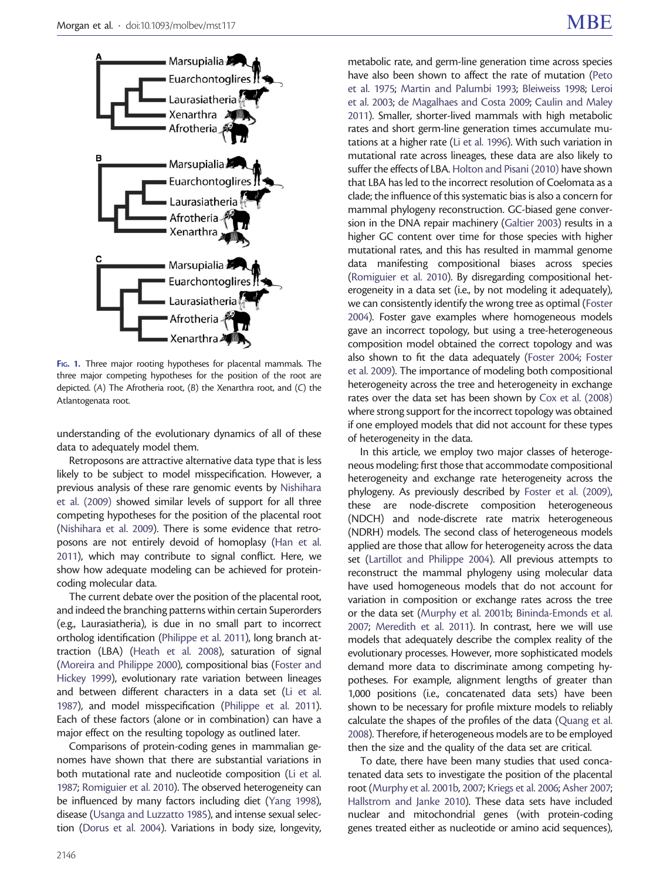Fig. 1. Three major rooting hypotheses for placental mammals. The three major competing hypotheses for the position of the root are depicted. (A) The Afrotheria root, (B) the Xenarthra root, and (C) the Atlantogenata root.

understanding of the evolutionary dynamics of all of these data to adequately model them.

Retroposons are attractive alternative data type that is less likely to be subject to model misspecification. However, a previous analysis of these rare genomic events by Nishihara et al. (2009) showed similar levels of support for all three competing hypotheses for the position of the placental root (Nishihara et al. 2009). There is some evidence that retroposons are not entirely devoid of homoplasy (Han et al. 2011), which may contribute to signal conflict. Here, we show how adequate modeling can be achieved for protein-coding molecular data.

The current debate over the position of the placental root, and indeed the branching patterns within certain Superorders (e.g., Laurasiatheria), is due in no small part to incorrect ortholog identification (Philippe et al. 2011), long branch attraction (LBA) (Heath et al. 2008), saturation of signal (Moreira and Philippe 2000), compositional bias (Foster and Hickey 1999), evolutionary rate variation between lineages and between different characters in a data set (Li et al. 1987), and model misspecification (Philippe et al. 2011). Each of these factors (alone or in combination) can have a major effect on the resulting topology as outlined later.

Comparisons of protein-coding genes in mammalian genomes have shown that there are substantial variations in both mutational rate and nucleotide composition (Li et al. 1987; Romiguier et al. 2010). The observed heterogeneity can be influenced by many factors including diet (Yang 1998), disease (Usanga and Luzzatto 1985), and intense sexual selection (Dorus et al. 2004). Variations in body size, longevity, metabolic rate, and germ-line generation time across species have also been shown to affect the rate of mutation (Peto et al. 1975; Martin and Palumbi 1993; Bleiweiss 1998; Leroi et al. 2003; de Magalhaes and Costa 2009; Caulin and Maley 2011). Smaller, shorter-lived mammals with high metabolic rates and short germ-line generation times accumulate mutations at a higher rate (Li et al. 1996). With such variation in mutational rate across lineages, these data are also likely to suffer the effects of LBA. Holton and Pisani (2010) have shown that LBA has led to the incorrect resolution of Coelomata as a clade; the influence of this systematic bias is also a concern for mammal phylogeny reconstruction. GC-biased gene conversion in the DNA repair machinery (Galtier 2003) results in a higher GC content over time for those species with higher mutational rates, and this has resulted in mammal genome data manifesting compositional biases across species (Romiguier et al. 2010). By disregarding compositional heterogeneity in a data set (i.e., by not modeling it adequately), we can consistently identify the wrong tree as optimal (Foster 2004). Foster gave examples where homogeneous models gave an incorrect topology, but using a tree-heterogeneous composition model obtained the correct topology and was also shown to fit the data adequately (Foster 2004; Foster et al. 2009). The importance of modeling both compositional heterogeneity across the tree and heterogeneity in exchange rates over the data set has been shown by Cox et al. (2008) where strong support for the incorrect topology was obtained if one employed models that did not account for these types of heterogeneity in the data.

In this article, we employ two major classes of heterogeneous modeling: first those that accommodate compositional heterogeneity and exchange rate heterogeneity across the phylogeny. As previously described by Foster et al. (2009), these are node-discrete composition heterogeneous (NDCH) and node-discrete rate matrix heterogeneous (NDRH) models. The second class of heterogeneous models applied are those that allow for heterogeneity across the data set (Lartillot and Philippe 2004). All previous attempts to reconstruct the mammal phylogeny using molecular data have used homogeneous models that do not account for variation in composition or exchange rates across the tree or the data set (Murphy et al. 2001b; Bininda-Emonds et al. 2007; Meredith et al. 2011). In contrast, here we will use models that adequately describe the complex reality of the evolutionary processes. However, more sophisticated models demand more data to discriminate among competing hypotheses. For example, alignment lengths of greater than 1,000 positions (i.e., concatenated data sets) have been shown to be necessary for profile mixture models to reliably calculate the shapes of the profiles of the data (Quang et al. 2008). Therefore, if heterogeneous models are to be employed then the size and the quality of the data set are critical.

To date, there have been many studies that used concatenated data sets to investigate the position of the placental root (Murphy et al. 2001b, 2007; Kriegs et al. 2006; Asher 2007; Hallstrom and Janke 2010). These data sets have included nuclear and mitochondrial genes (with protein-coding genes treated either as nucleotide or amino acid sequences),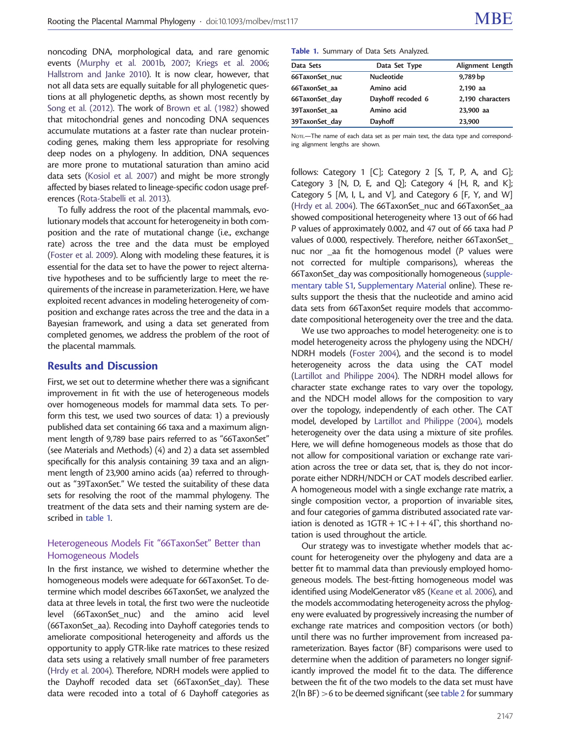noncoding DNA, morphological data, and rare genomic events (Murphy et al. 2001b, 2007; Kriegs et al. 2006; Hallstrom and Janke 2010). It is now clear, however, that not all data sets are equally suitable for all phylogenetic questions at all phylogenetic depths, as shown most recently by Song et al. (2012). The work of Brown et al. (1982) showed that mitochondrial genes and noncoding DNA sequences accumulate mutations at a faster rate than nuclear protein-coding genes, making them less appropriate for resolving deep nodes on a phylogeny. In addition, DNA sequences are more prone to mutational saturation than amino acid data sets (Kosiol et al. 2007) and might be more strongly affected by biases related to lineage-specific codon usage preferences (Rota-Stabelli et al. 2013).

To fully address the root of the placental mammals, evolutionary models that account for heterogeneity in both composition and the rate of mutational change (i.e., exchange rate) across the tree and the data must be employed (Foster et al. 2009). Along with modeling these features, it is essential for the data set to have the power to reject alternative hypotheses and to be sufficiently large to meet the requirements of the increase in parameterization. Here, we have exploited recent advances in modeling heterogeneity of composition and exchange rates across the tree and the data in a Bayesian framework, and using a data set generated from completed genomes, we address the problem of the root of the placental mammals.

## Results and Discussion

First, we set out to determine whether there was a significant improvement in fit with the use of heterogeneous models over homogeneous models for mammal data sets. To perform this test, we used two sources of data: 1) a previously published data set containing 66 taxa and a maximum alignment length of 9,789 base pairs referred to as "66TaxonSet" (see Materials and Methods) (4) and 2) a data set assembled specifically for this analysis containing 39 taxa and an alignment length of 23,900 amino acids (aa) referred to throughout as "39TaxonSet." We tested the suitability of these data sets for resolving the root of the mammal phylogeny. The treatment of the data sets and their naming system are described in table 1.

### Heterogeneous Models Fit "66TaxonSet" Better than Homogeneous Models

In the first instance, we wished to determine whether the homogeneous models were adequate for 66TaxonSet. To determine which model describes 66TaxonSet, we analyzed the data at three levels in total, the first two were the nucleotide level (66TaxonSet_nuc) and the amino acid level (66TaxonSet_aa). Recoding into Dayhoff categories tends to ameliorate compositional heterogeneity and affords us the opportunity to apply GTR-like rate matrices to these resized data sets using a relatively small number of free parameters (Hrdy et al. 2004). Therefore, NDRH models were applied to the Dayhoff recoded data set (66TaxonSet_day). These data were recoded into a total of 6 Dayhoff categories as follows: Category 1 [C]; Category 2 [S, T, P, A, and G]; Category 3 [N, D, E, and Q]; Category 4 [H, R, and K]; Category 5 [M, I, L, and V], and Category 6 [F, Y, and W] (Hrdy et al. 2004). The 66TaxonSet_nuc and 66TaxonSet_aa showed compositional heterogeneity where 13 out of 66 had *P* values of approximately 0.002, and 47 out of 66 taxa had *P* values of 0.000, respectively. Therefore, neither 66TaxonSet_nuc nor _aa fit the homogenous model (*P* values were not corrected for multiple comparisons), whereas the 66TaxonSet_day was compositionally homogeneous (supplementary table S1, Supplementary Material online). These results support the thesis that the nucleotide and amino acid data sets from 66TaxonSet require models that accommodate compositional heterogeneity over the tree and the data.

We use two approaches to model heterogeneity: one is to model heterogeneity across the phylogeny using the NDCH/NDRH models (Foster 2004), and the second is to model heterogeneity across the data using the CAT model (Lartillot and Philippe 2004). The NDRH model allows for character state exchange rates to vary over the topology, and the NDCH model allows for the composition to vary over the topology, independently of each other. The CAT model, developed by Lartillot and Philippe (2004), models heterogeneity over the data using a mixture of site profiles. Here, we will define homogeneous models as those that do not allow for compositional variation or exchange rate variation across the tree or data set, that is, they do not incorporate either NDRH/NDCH or CAT models described earlier. A homogeneous model with a single exchange rate matrix, a single composition vector, a proportion of invariable sites, and four categories of gamma distributed associated rate variation is denoted as $1GTR + 1C + I + 4\Gamma$, this shorthand notation is used throughout the article.

Our strategy was to investigate whether models that account for heterogeneity over the phylogeny and data are a better fit to mammal data than previously employed homogeneous models. The best-fitting homogeneous model was identified using ModelGenerator v85 (Keane et al. 2006), and the models accommodating heterogeneity across the phylogeny were evaluated by progressively increasing the number of exchange rate matrices and composition vectors (or both) until there was no further improvement from increased parameterization. Bayes factor (BF) comparisons were used to determine when the addition of parameters no longer significantly improved the model fit to the data. The difference between the fit of the two models to the data set must have $2(\ln BF) > 6$ to be deemed significant (see table 2 for summary

**Table 1.** Summary of Data Sets Analyzed.

| Data Sets | Data Set Type | Alignment Length |
|---|---|---|
| 66TaxonSet_nuc | Nucleotide | 9,789 bp |
| 66TaxonSet_aa | Amino acid | 2,190 aa |
| 66TaxonSet_day | Dayhoff recoded 6 | 2,190 characters |
| 39TaxonSet_aa | Amino acid | 23,900 aa |
| 39TaxonSet_day | Dayhoff | 23,900 |

NOTE.—The name of each data set as per main text, the data type and corresponding alignment lengths are shown.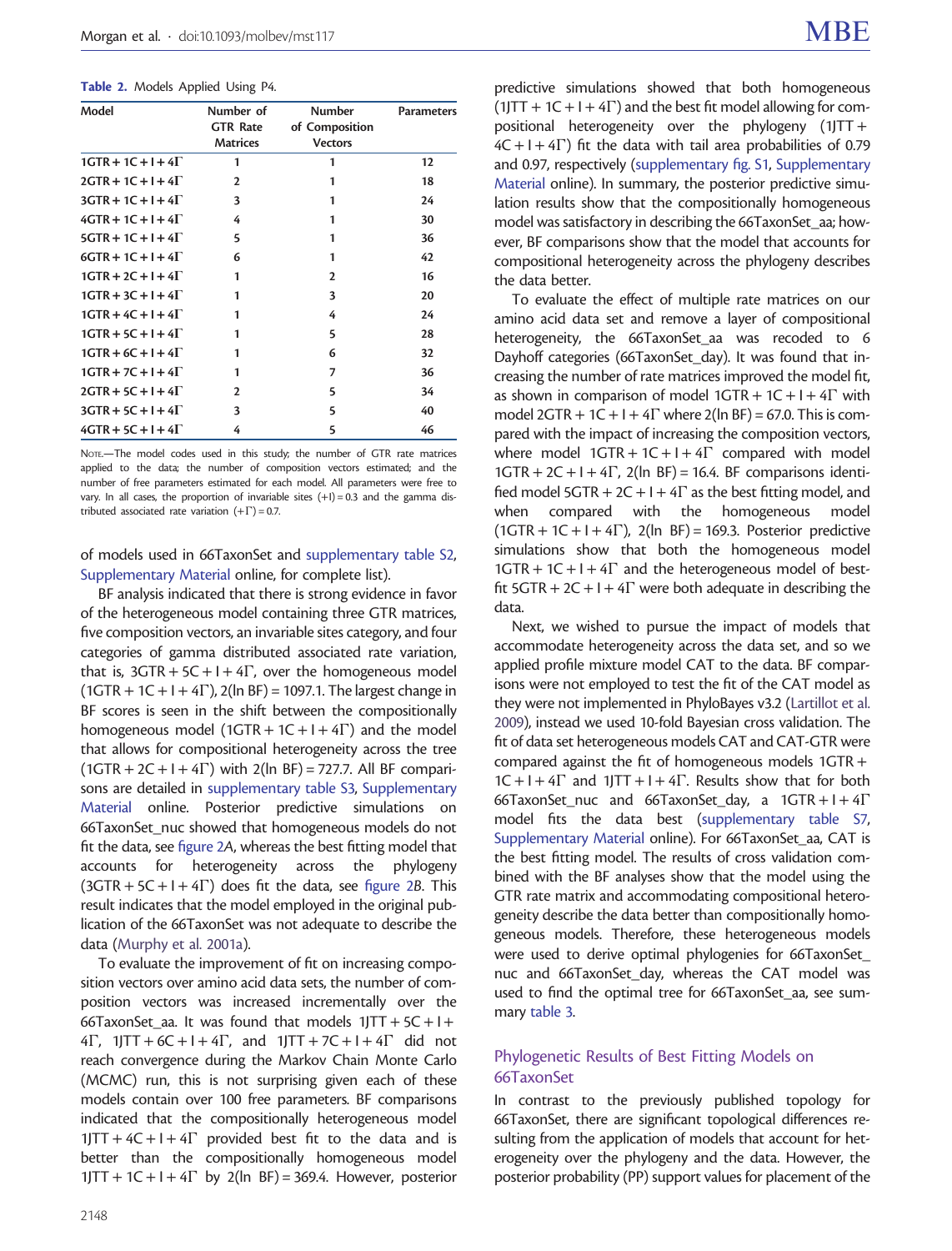**Table 2.** Models Applied Using P4.

| Model | Number of GTR Rate Matrices | Number of Composition Vectors | Parameters |
|---|---|---|---|
| $1GTR + 1C + I + 4\Gamma$ | 1 | 1 | 12 |
| $2GTR + 1C + I + 4\Gamma$ | 2 | 1 | 18 |
| $3GTR + 1C + I + 4\Gamma$ | 3 | 1 | 24 |
| $4GTR + 1C + I + 4\Gamma$ | 4 | 1 | 30 |
| $5GTR + 1C + I + 4\Gamma$ | 5 | 1 | 36 |
| $6GTR + 1C + I + 4\Gamma$ | 6 | 1 | 42 |
| $1GTR + 2C + I + 4\Gamma$ | 1 | 2 | 16 |
| $1GTR + 3C + I + 4\Gamma$ | 1 | 3 | 20 |
| $1GTR + 4C + I + 4\Gamma$ | 1 | 4 | 24 |
| $1GTR + 5C + I + 4\Gamma$ | 1 | 5 | 28 |
| $1GTR + 6C + I + 4\Gamma$ | 1 | 6 | 32 |
| $1GTR + 7C + I + 4\Gamma$ | 1 | 7 | 36 |
| $2GTR + 5C + I + 4\Gamma$ | 2 | 5 | 34 |
| $3GTR + 5C + I + 4\Gamma$ | 3 | 5 | 40 |
| $4GTR + 5C + I + 4\Gamma$ | 4 | 5 | 46 |

NOTE.—The model codes used in this study; the number of GTR rate matrices applied to the data; the number of composition vectors estimated; and the number of free parameters estimated for each model. All parameters were free to vary. In all cases, the proportion of invariable sites (+I) = 0.3 and the gamma distributed associated rate variation ($+\Gamma$) = 0.7.

of models used in 66TaxonSet and supplementary table S2, Supplementary Material online, for complete list).

BF analysis indicated that there is strong evidence in favor of the heterogeneous model containing three GTR matrices, five composition vectors, an invariable sites category, and four categories of gamma distributed associated rate variation, that is, $3GTR + 5C + I + 4\Gamma$, over the homogeneous model ($1GTR + 1C + I + 4\Gamma$), 2(ln BF) = 1097.1. The largest change in BF scores is seen in the shift between the compositionally homogeneous model ($1GTR + 1C + I + 4\Gamma$) and the model that allows for compositional heterogeneity across the tree ($1GTR + 2C + I + 4\Gamma$) with 2(ln BF) = 727.7. All BF comparisons are detailed in supplementary table S3, Supplementary Material online. Posterior predictive simulations on 66TaxonSet_nuc showed that homogeneous models do not fit the data, see figure 2A, whereas the best fitting model that accounts for heterogeneity across the phylogeny ($3GTR + 5C + I + 4\Gamma$) does fit the data, see figure 2B. This result indicates that the model employed in the original publication of the 66TaxonSet was not adequate to describe the data (Murphy et al. 2001a).

To evaluate the improvement of fit on increasing composition vectors over amino acid data sets, the number of composition vectors was increased incrementally over the 66TaxonSet_aa. It was found that models $1JTT + 5C + I + 4\Gamma$, $1JTT + 6C + I + 4\Gamma$, and $1JTT + 7C + I + 4\Gamma$ did not reach convergence during the Markov Chain Monte Carlo (MCMC) run, this is not surprising given each of these models contain over 100 free parameters. BF comparisons indicated that the compositionally heterogeneous model $1JTT + 4C + I + 4\Gamma$ provided best fit to the data and is better than the compositionally homogeneous model $1JTT + 1C + I + 4\Gamma$ by 2(ln BF) = 369.4. However, posterior predictive simulations showed that both homogeneous ($1JTT + 1C + I + 4\Gamma$) and the best fit model allowing for compositional heterogeneity over the phylogeny ($1JTT + 4C + I + 4\Gamma$) fit the data with tail area probabilities of 0.79 and 0.97, respectively (supplementary fig. S1, Supplementary Material online). In summary, the posterior predictive simulation results show that the compositionally homogeneous model was satisfactory in describing the 66TaxonSet_aa; however, BF comparisons show that the model that accounts for compositional heterogeneity across the phylogeny describes the data better.

To evaluate the effect of multiple rate matrices on our amino acid data set and remove a layer of compositional heterogeneity, the 66TaxonSet_aa was recoded to 6 Dayhoff categories (66TaxonSet_day). It was found that increasing the number of rate matrices improved the model fit, as shown in comparison of model $1GTR + 1C + I + 4\Gamma$ with model $2GTR + 1C + I + 4\Gamma$ where 2(ln BF) = 67.0. This is compared with the impact of increasing the composition vectors, where model $1GTR + 1C + I + 4\Gamma$ compared with model $1GTR + 2C + I + 4\Gamma$, 2(ln BF) = 16.4. BF comparisons identified model $5GTR + 2C + I + 4\Gamma$ as the best fitting model, and when compared with the homogeneous model ($1GTR + 1C + I + 4\Gamma$), 2(ln BF) = 169.3. Posterior predictive simulations show that both the homogeneous model $1GTR + 1C + I + 4\Gamma$ and the heterogeneous model of best-fit $5GTR + 2C + I + 4\Gamma$ were both adequate in describing the data.

Next, we wished to pursue the impact of models that accommodate heterogeneity across the data set, and so we applied profile mixture model CAT to the data. BF comparisons were not employed to test the fit of the CAT model as they were not implemented in PhyloBayes v3.2 (Lartillot et al. 2009), instead we used 10-fold Bayesian cross validation. The fit of data set heterogeneous models CAT and CAT-GTR were compared against the fit of homogeneous models $1GTR + 1C + I + 4\Gamma$ and $1JTT + I + 4\Gamma$. Results show that for both 66TaxonSet_nuc and 66TaxonSet_day, a $1GTR + I + 4\Gamma$ model fits the data best (supplementary table S7, Supplementary Material online). For 66TaxonSet_aa, CAT is the best fitting model. The results of cross validation combined with the BF analyses show that the model using the GTR rate matrix and accommodating compositional heterogeneity describe the data better than compositionally homogeneous models. Therefore, these heterogeneous models were used to derive optimal phylogenies for 66TaxonSet_nuc and 66TaxonSet_day, whereas the CAT model was used to find the optimal tree for 66TaxonSet_aa, see summary table 3.

## Phylogenetic Results of Best Fitting Models on 66TaxonSet

In contrast to the previously published topology for 66TaxonSet, there are significant topological differences resulting from the application of models that account for heterogeneity over the phylogeny and the data. However, the posterior probability (PP) support values for placement of the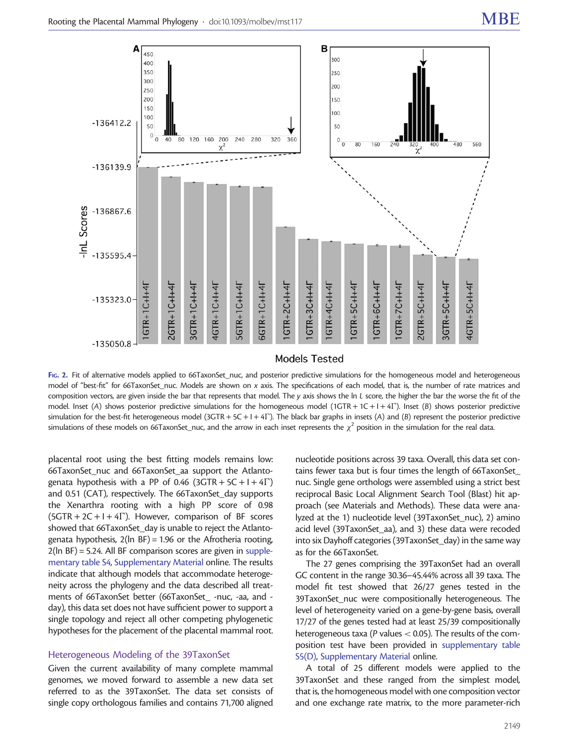Fig. 2. Fit of alternative models applied to 66TaxonSet_nuc, and posterior predictive simulations for the homogeneous model and heterogeneous model of "best-fit" for 66TaxonSet_nuc. Models are shown on x axis. The specifications of each model, that is, the number of rate matrices and composition vectors, are given inside the bar that represents that model. The y axis shows the ln L score, the higher the bar the worse the fit of the model. Inset (A) shows posterior predictive simulations for the homogeneous model (1GTR + 1C + I + 4Γ). Inset (B) shows posterior predictive simulation for the best-fit heterogeneous model (3GTR + 5C + I + 4Γ). The black bar graphs in insets (A) and (B) represent the posterior predictive simulations of these models on 66TaxonSet_nuc, and the arrow in each inset represents the $\chi^2$ position in the simulation for the real data.

placental root using the best fitting models remains low: 66TaxonSet_nuc and 66TaxonSet_aa support the Atlantogenata hypothesis with a PP of 0.46 (3GTR + 5C + I + 4Γ) and 0.51 (CAT), respectively. The 66TaxonSet_day supports the Xenarthra rooting with a high PP score of 0.98 (5GTR + 2C + I + 4Γ). However, comparison of BF scores showed that 66TaxonSet_day is unable to reject the Atlantogenata hypothesis, 2(ln BF) = 1.96 or the Afrotheria rooting, 2(ln BF) = 5.24. All BF comparison scores are given in supplementary table S4, Supplementary Material online. The results indicate that although models that accommodate heterogeneity across the phylogeny and the data described all treatments of 66TaxonSet better (66TaxonSet_ -nuc, -aa, and -day), this data set does not have sufficient power to support a single topology and reject all other competing phylogenetic hypotheses for the placement of the placental mammal root.

## Heterogeneous Modeling of the 39TaxonSet

Given the current availability of many complete mammal genomes, we moved forward to assemble a new data set referred to as the 39TaxonSet. The data set consists of single copy orthologous families and contains 71,700 aligned nucleotide positions across 39 taxa. Overall, this data set contains fewer taxa but is four times the length of 66TaxonSet_nuc. Single gene orthologs were assembled using a strict best reciprocal Basic Local Alignment Search Tool (Blast) hit approach (see Materials and Methods). These data were analyzed at the 1) nucleotide level (39TaxonSet_nuc), 2) amino acid level (39TaxonSet_aa), and 3) these data were recoded into six Dayhoff categories (39TaxonSet_day) in the same way as for the 66TaxonSet.

The 27 genes comprising the 39TaxonSet had an overall GC content in the range 30.36–45.44% across all 39 taxa. The model fit test showed that 26/27 genes tested in the 39TaxonSet_nuc were compositionally heterogeneous. The level of heterogeneity varied on a gene-by-gene basis, overall 17/27 of the genes tested had at least 25/39 compositionally heterogeneous taxa ($P$ values $< 0.05$). The results of the composition test have been provided in supplementary table S5(D), Supplementary Material online.

A total of 25 different models were applied to the 39TaxonSet and these ranged from the simplest model, that is, the homogeneous model with one composition vector and one exchange rate matrix, to the more parameter-rich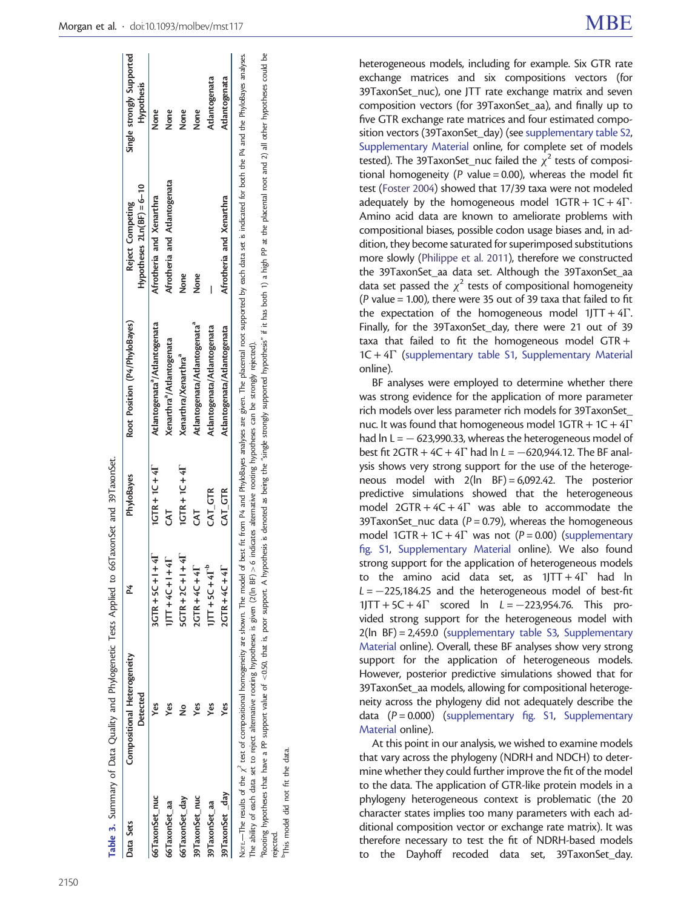**Table 3.** Summary of Data Quality and Phylogenetic Tests Applied to 66TaxonSet and 39TaxonSet.

| Data Sets | Compositional Heterogeneity Detected | P4 | PhyloBayes | Root Position (P4/PhyloBayes) | Reject Competing Hypotheses 2Ln(BF) = 6–10 | Single strongly Supported Hypothesis |
|---|---|---|---|---|---|---|
| 66TaxonSet_nuc | Yes | 3GTR + 5C + I + 4Γ | 1GTR + 1C + 4Γ | Atlantogenata[a]/Atlantogenata | Afrotheria and Xenarthra | None |
| 66TaxonSet_aa | Yes | 1JTT + 4C + I + 4Γ | CAT | Xenarthra[a]/Atlantogenata | Afrotheria and Atlantogenata | None |
| 66TaxonSet_day | No | 5GTR + 2C + I + 4Γ | 1GTR + 1C + 4Γ | Xenarthra/Xenarthra[a] | None | None |
| 39TaxonSet_nuc | Yes | 2GTR + 4C + 4Γ | CAT | Atlantogenata/Atlantogenata[a] | None | None |
| 39TaxonSet_aa | Yes | 1JTT + 5C + 4Γ[b] | CAT_GTR | Atlantogenata/Atlantogenata | — | Atlantogenata |
| 39TaxonSet _day | Yes | 2GTR + 4C + 4Γ | CAT_GTR | Atlantogenata/Atlantogenata | Afrotheria and Xenarthra | Atlantogenata |

Note.—The results of the $\chi^2$ test of compositional homogeneity are shown. The model of best fit from P4 and PhyloBayes analyses are given. The placental root supported by each data set is indicated for both the P4 and the PhyloBayes analyses. The ability of each data set to reject alternative rooting hypotheses is given (2(ln BF) > 6 indicates alternative rooting hypotheses can be strongly rejected).

[a]Rooting hypotheses that have a PP support value of <0.50, that is, poor support. A hypothesis is denoted as being the "single strongly supported hypothesis" if it has both 1) a high PP at the placental root and 2) all other hypotheses could be rejected.

[b]This model did not fit the data.

heterogeneous models, including for example. Six GTR rate exchange matrices and six compositions vectors (for 39TaxonSet_nuc), one JTT rate exchange matrix and seven composition vectors (for 39TaxonSet_aa), and finally up to five GTR exchange rate matrices and four estimated composition vectors (39TaxonSet_day) (see supplementary table S2, Supplementary Material online, for complete set of models tested). The 39TaxonSet_nuc failed the $\chi^2$ tests of compositional homogeneity ($P$ value = 0.00), whereas the model fit test (Foster 2004) showed that 17/39 taxa were not modeled adequately by the homogeneous model 1GTR + 1C + 4Γ. Amino acid data are known to ameliorate problems with compositional biases, possible codon usage biases and, in addition, they become saturated for superimposed substitutions more slowly (Philippe et al. 2011), therefore we constructed the 39TaxonSet_aa data set. Although the 39TaxonSet_aa data set passed the $\chi^2$ tests of compositional homogeneity ($P$ value = 1.00), there were 35 out of 39 taxa that failed to fit the expectation of the homogeneous model 1JTT + 4Γ. Finally, for the 39TaxonSet_day, there were 21 out of 39 taxa that failed to fit the homogeneous model GTR + 1C + 4Γ (supplementary table S1, Supplementary Material online).

BF analyses were employed to determine whether there was strong evidence for the application of more parameter rich models over less parameter rich models for 39TaxonSet_nuc. It was found that homogeneous model 1GTR + 1C + 4Γ had ln L = − 623,990.33, whereas the heterogeneous model of best fit 2GTR + 4C + 4Γ had ln $L$ = −620,944.12. The BF analysis shows very strong support for the use of the heterogeneous model with 2(ln BF) = 6,092.42. The posterior predictive simulations showed that the heterogeneous model 2GTR + 4C + 4Γ was able to accommodate the 39TaxonSet_nuc data ($P$ = 0.79), whereas the homogeneous model 1GTR + 1C + 4Γ was not ($P$ = 0.00) (supplementary fig. S1, Supplementary Material online). We also found strong support for the application of heterogeneous models to the amino acid data set, as 1JTT + 4Γ had ln $L$ = −225,184.25 and the heterogeneous model of best-fit 1JTT + 5C + 4Γ scored ln $L$ = −223,954.76. This provided strong support for the heterogeneous model with 2(ln BF) = 2,459.0 (supplementary table S3, Supplementary Material online). Overall, these BF analyses show very strong support for the application of heterogeneous models. However, posterior predictive simulations showed that for 39TaxonSet_aa models, allowing for compositional heterogeneity across the phylogeny did not adequately describe the data ($P$ = 0.000) (supplementary fig. S1, Supplementary Material online).

At this point in our analysis, we wished to examine models that vary across the phylogeny (NDRH and NDCH) to determine whether they could further improve the fit of the model to the data. The application of GTR-like protein models in a phylogeny heterogeneous context is problematic (the 20 character states implies too many parameters with each additional composition vector or exchange rate matrix). It was therefore necessary to test the fit of NDRH-based models to the Dayhoff recoded data set, 39TaxonSet_day.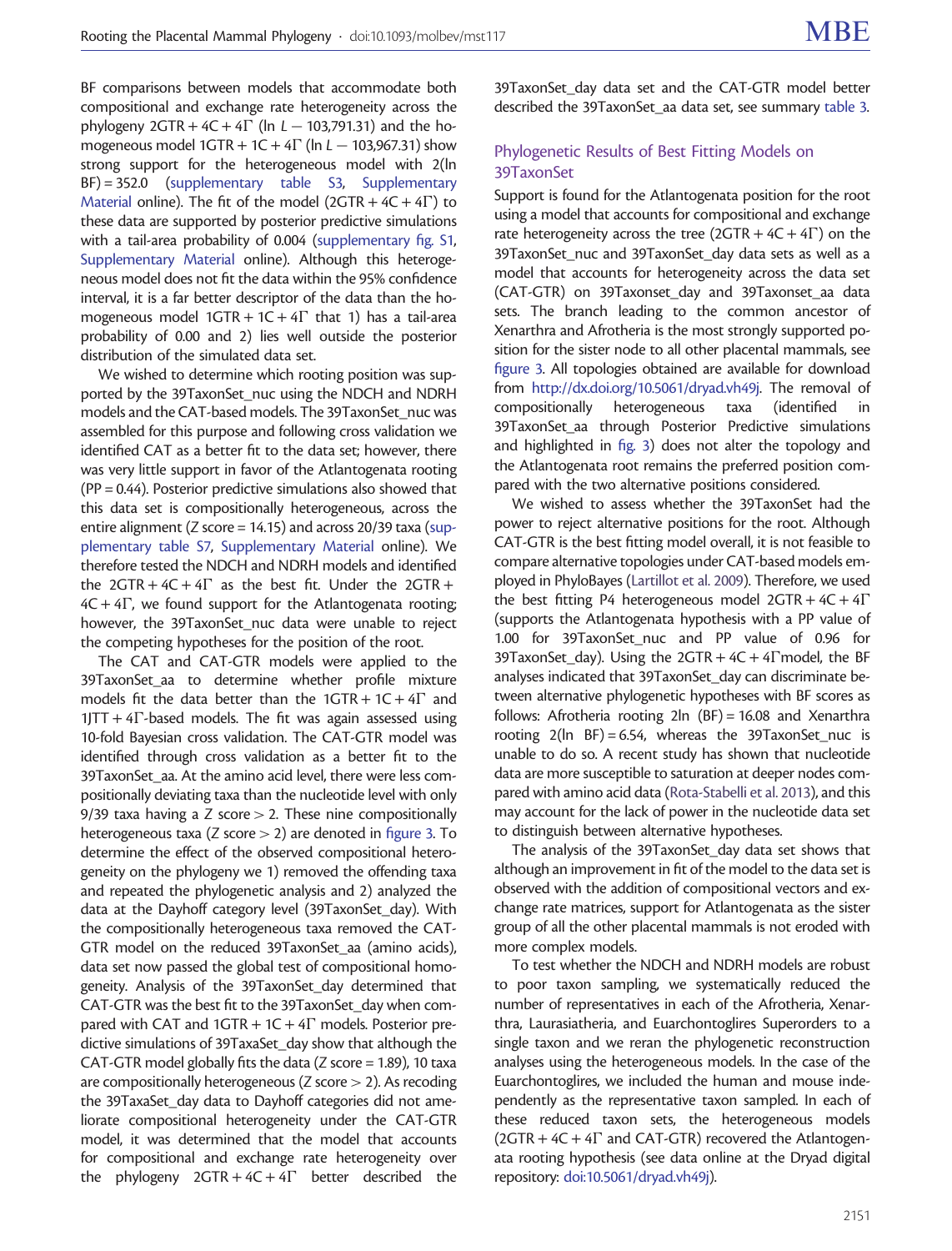BF comparisons between models that accommodate both compositional and exchange rate heterogeneity across the phylogeny $2GTR + 4C + 4\Gamma$ (ln $L - 103{,}791.31$) and the homogeneous model $1GTR + 1C + 4\Gamma$ (ln $L - 103{,}967.31$) show strong support for the heterogeneous model with 2(ln BF) = 352.0 (supplementary table S3, Supplementary Material online). The fit of the model ($2GTR + 4C + 4\Gamma$) to these data are supported by posterior predictive simulations with a tail-area probability of 0.004 (supplementary fig. S1, Supplementary Material online). Although this heterogeneous model does not fit the data within the 95% confidence interval, it is a far better descriptor of the data than the homogeneous model $1GTR + 1C + 4\Gamma$ that 1) has a tail-area probability of 0.00 and 2) lies well outside the posterior distribution of the simulated data set.

We wished to determine which rooting position was supported by the 39TaxonSet_nuc using the NDCH and NDRH models and the CAT-based models. The 39TaxonSet_nuc was assembled for this purpose and following cross validation we identified CAT as a better fit to the data set; however, there was very little support in favor of the Atlantogenata rooting (PP = 0.44). Posterior predictive simulations also showed that this data set is compositionally heterogeneous, across the entire alignment (Z score = 14.15) and across 20/39 taxa (supplementary table S7, Supplementary Material online). We therefore tested the NDCH and NDRH models and identified the $2GTR + 4C + 4\Gamma$ as the best fit. Under the $2GTR + 4C + 4\Gamma$, we found support for the Atlantogenata rooting; however, the 39TaxonSet_nuc data were unable to reject the competing hypotheses for the position of the root.

The CAT and CAT-GTR models were applied to the 39TaxonSet_aa to determine whether profile mixture models fit the data better than the $1GTR + 1C + 4\Gamma$ and $1JTT + 4\Gamma$-based models. The fit was again assessed using 10-fold Bayesian cross validation. The CAT-GTR model was identified through cross validation as a better fit to the 39TaxonSet_aa. At the amino acid level, there were less compositionally deviating taxa than the nucleotide level with only 9/39 taxa having a Z score > 2. These nine compositionally heterogeneous taxa (Z score > 2) are denoted in figure 3. To determine the effect of the observed compositional heterogeneity on the phylogeny we 1) removed the offending taxa and repeated the phylogenetic analysis and 2) analyzed the data at the Dayhoff category level (39TaxonSet_day). With the compositionally heterogeneous taxa removed the CAT-GTR model on the reduced 39TaxonSet_aa (amino acids), data set now passed the global test of compositional homogeneity. Analysis of the 39TaxonSet_day determined that CAT-GTR was the best fit to the 39TaxonSet_day when compared with CAT and $1GTR + 1C + 4\Gamma$ models. Posterior predictive simulations of 39TaxaSet_day show that although the CAT-GTR model globally fits the data (Z score = 1.89), 10 taxa are compositionally heterogeneous (Z score > 2). As recoding the 39TaxaSet_day data to Dayhoff categories did not ameliorate compositional heterogeneity under the CAT-GTR model, it was determined that the model that accounts for compositional and exchange rate heterogeneity over the phylogeny $2GTR + 4C + 4\Gamma$ better described the 39TaxonSet_day data set and the CAT-GTR model better described the 39TaxonSet_aa data set, see summary table 3.

## Phylogenetic Results of Best Fitting Models on 39TaxonSet

Support is found for the Atlantogenata position for the root using a model that accounts for compositional and exchange rate heterogeneity across the tree ($2GTR + 4C + 4\Gamma$) on the 39TaxonSet_nuc and 39TaxonSet_day data sets as well as a model that accounts for heterogeneity across the data set (CAT-GTR) on 39Taxonset_day and 39Taxonset_aa data sets. The branch leading to the common ancestor of Xenarthra and Afrotheria is the most strongly supported position for the sister node to all other placental mammals, see figure 3. All topologies obtained are available for download from http://dx.doi.org/10.5061/dryad.vh49j. The removal of compositionally heterogeneous taxa (identified in 39TaxonSet_aa through Posterior Predictive simulations and highlighted in fig. 3) does not alter the topology and the Atlantogenata root remains the preferred position compared with the two alternative positions considered.

We wished to assess whether the 39TaxonSet had the power to reject alternative positions for the root. Although CAT-GTR is the best fitting model overall, it is not feasible to compare alternative topologies under CAT-based models employed in PhyloBayes (Lartillot et al. 2009). Therefore, we used the best fitting P4 heterogeneous model $2GTR + 4C + 4\Gamma$ (supports the Atlantogenata hypothesis with a PP value of 1.00 for 39TaxonSet_nuc and PP value of 0.96 for 39TaxonSet_day). Using the $2GTR + 4C + 4\Gamma$model, the BF analyses indicated that 39TaxonSet_day can discriminate between alternative phylogenetic hypotheses with BF scores as follows: Afrotheria rooting 2ln (BF) = 16.08 and Xenarthra rooting 2(ln BF) = 6.54, whereas the 39TaxonSet_nuc is unable to do so. A recent study has shown that nucleotide data are more susceptible to saturation at deeper nodes compared with amino acid data (Rota-Stabelli et al. 2013), and this may account for the lack of power in the nucleotide data set to distinguish between alternative hypotheses.

The analysis of the 39TaxonSet_day data set shows that although an improvement in fit of the model to the data set is observed with the addition of compositional vectors and exchange rate matrices, support for Atlantogenata as the sister group of all the other placental mammals is not eroded with more complex models.

To test whether the NDCH and NDRH models are robust to poor taxon sampling, we systematically reduced the number of representatives in each of the Afrotheria, Xenarthra, Laurasiatheria, and Euarchontoglires Superorders to a single taxon and we reran the phylogenetic reconstruction analyses using the heterogeneous models. In the case of the Euarchontoglires, we included the human and mouse independently as the representative taxon sampled. In each of these reduced taxon sets, the heterogeneous models ($2GTR + 4C + 4\Gamma$ and CAT-GTR) recovered the Atlantogenata rooting hypothesis (see data online at the Dryad digital repository: doi:10.5061/dryad.vh49j).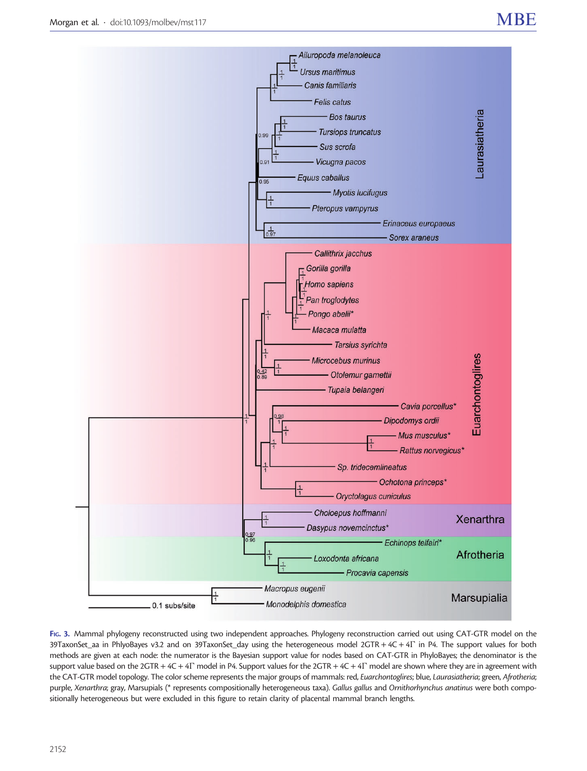Fig. 3. Mammal phylogeny reconstructed using two independent approaches. Phylogeny reconstruction carried out using CAT-GTR model on the 39TaxonSet_aa in PhlyoBayes v3.2 and on 39TaxonSet_day using the heterogeneous model 2GTR + 4C + 4Γ in P4. The support values for both methods are given at each node: the numerator is the Bayesian support value for nodes based on CAT-GTR in PhyloBayes; the denominator is the support value based on the 2GTR + 4C + 4Γ model in P4. Support values for the 2GTR + 4C + 4Γ model are shown where they are in agreement with the CAT-GTR model topology. The color scheme represents the major groups of mammals: red, *Euarchontoglires*; blue, *Laurasiatheria*; green, *Afrotheria*; purple, *Xenarthra*; gray, Marsupials (* represents compositionally heterogeneous taxa). *Gallus gallus* and *Ornithorhynchus anatinus* were both compositionally heterogeneous but were excluded in this figure to retain clarity of placental mammal branch lengths.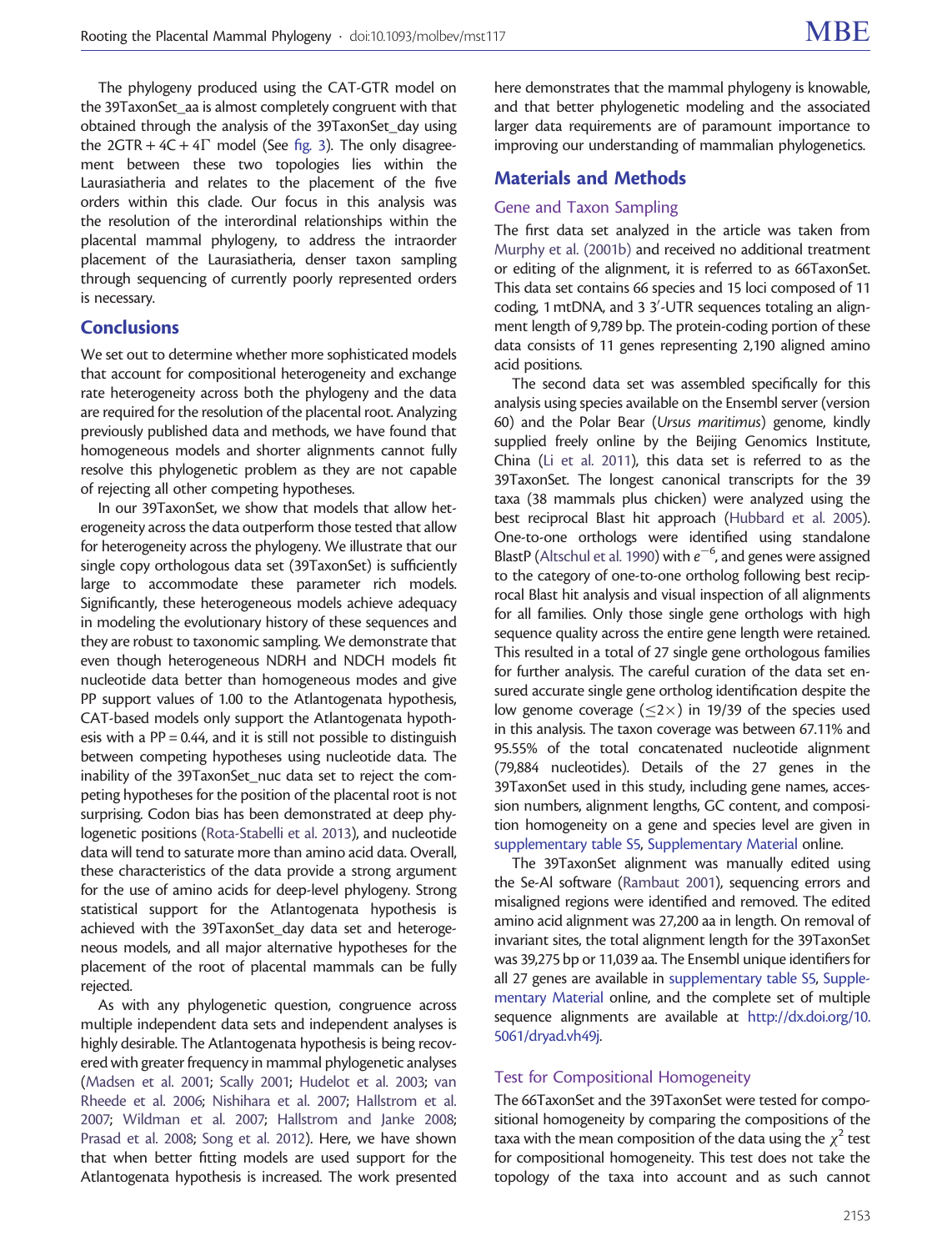The phylogeny produced using the CAT-GTR model on the 39TaxonSet_aa is almost completely congruent with that obtained through the analysis of the 39TaxonSet_day using the 2GTR + 4C + 4Γ model (See fig. 3). The only disagreement between these two topologies lies within the Laurasiatheria and relates to the placement of the five orders within this clade. Our focus in this analysis was the resolution of the interordinal relationships within the placental mammal phylogeny, to address the intraorder placement of the Laurasiatheria, denser taxon sampling through sequencing of currently poorly represented orders is necessary.

## Conclusions

We set out to determine whether more sophisticated models that account for compositional heterogeneity and exchange rate heterogeneity across both the phylogeny and the data are required for the resolution of the placental root. Analyzing previously published data and methods, we have found that homogeneous models and shorter alignments cannot fully resolve this phylogenetic problem as they are not capable of rejecting all other competing hypotheses.

In our 39TaxonSet, we show that models that allow heterogeneity across the data outperform those tested that allow for heterogeneity across the phylogeny. We illustrate that our single copy orthologous data set (39TaxonSet) is sufficiently large to accommodate these parameter rich models. Significantly, these heterogeneous models achieve adequacy in modeling the evolutionary history of these sequences and they are robust to taxonomic sampling. We demonstrate that even though heterogeneous NDRH and NDCH models fit nucleotide data better than homogeneous modes and give PP support values of 1.00 to the Atlantogenata hypothesis, CAT-based models only support the Atlantogenata hypothesis with a PP = 0.44, and it is still not possible to distinguish between competing hypotheses using nucleotide data. The inability of the 39TaxonSet_nuc data set to reject the competing hypotheses for the position of the placental root is not surprising. Codon bias has been demonstrated at deep phylogenetic positions (Rota-Stabelli et al. 2013), and nucleotide data will tend to saturate more than amino acid data. Overall, these characteristics of the data provide a strong argument for the use of amino acids for deep-level phylogeny. Strong statistical support for the Atlantogenata hypothesis is achieved with the 39TaxonSet_day data set and heterogeneous models, and all major alternative hypotheses for the placement of the root of placental mammals can be fully rejected.

As with any phylogenetic question, congruence across multiple independent data sets and independent analyses is highly desirable. The Atlantogenata hypothesis is being recovered with greater frequency in mammal phylogenetic analyses (Madsen et al. 2001; Scally 2001; Hudelot et al. 2003; van Rheede et al. 2006; Nishihara et al. 2007; Hallstrom et al. 2007; Wildman et al. 2007; Hallstrom and Janke 2008; Prasad et al. 2008; Song et al. 2012). Here, we have shown that when better fitting models are used support for the Atlantogenata hypothesis is increased. The work presented here demonstrates that the mammal phylogeny is knowable, and that better phylogenetic modeling and the associated larger data requirements are of paramount importance to improving our understanding of mammalian phylogenetics.

## Materials and Methods

### Gene and Taxon Sampling

The first data set analyzed in the article was taken from Murphy et al. (2001b) and received no additional treatment or editing of the alignment, it is referred to as 66TaxonSet. This data set contains 66 species and 15 loci composed of 11 coding, 1 mtDNA, and 3 3′-UTR sequences totaling an alignment length of 9,789 bp. The protein-coding portion of these data consists of 11 genes representing 2,190 aligned amino acid positions.

The second data set was assembled specifically for this analysis using species available on the Ensembl server (version 60) and the Polar Bear (*Ursus maritimus*) genome, kindly supplied freely online by the Beijing Genomics Institute, China (Li et al. 2011), this data set is referred to as the 39TaxonSet. The longest canonical transcripts for the 39 taxa (38 mammals plus chicken) were analyzed using the best reciprocal Blast hit approach (Hubbard et al. 2005). One-to-one orthologs were identified using standalone BlastP (Altschul et al. 1990) with $e^{-6}$, and genes were assigned to the category of one-to-one ortholog following best reciprocal Blast hit analysis and visual inspection of all alignments for all families. Only those single gene orthologs with high sequence quality across the entire gene length were retained. This resulted in a total of 27 single gene orthologous families for further analysis. The careful curation of the data set ensured accurate single gene ortholog identification despite the low genome coverage ($\leq 2\times$) in 19/39 of the species used in this analysis. The taxon coverage was between 67.11% and 95.55% of the total concatenated nucleotide alignment (79,884 nucleotides). Details of the 27 genes in the 39TaxonSet used in this study, including gene names, accession numbers, alignment lengths, GC content, and composition homogeneity on a gene and species level are given in supplementary table S5, Supplementary Material online.

The 39TaxonSet alignment was manually edited using the Se-Al software (Rambaut 2001), sequencing errors and misaligned regions were identified and removed. The edited amino acid alignment was 27,200 aa in length. On removal of invariant sites, the total alignment length for the 39TaxonSet was 39,275 bp or 11,039 aa. The Ensembl unique identifiers for all 27 genes are available in supplementary table S5, Supplementary Material online, and the complete set of multiple sequence alignments are available at http://dx.doi.org/10.5061/dryad.vh49j.

### Test for Compositional Homogeneity

The 66TaxonSet and the 39TaxonSet were tested for compositional homogeneity by comparing the compositions of the taxa with the mean composition of the data using the $\chi^2$ test for compositional homogeneity. This test does not take the topology of the taxa into account and as such cannot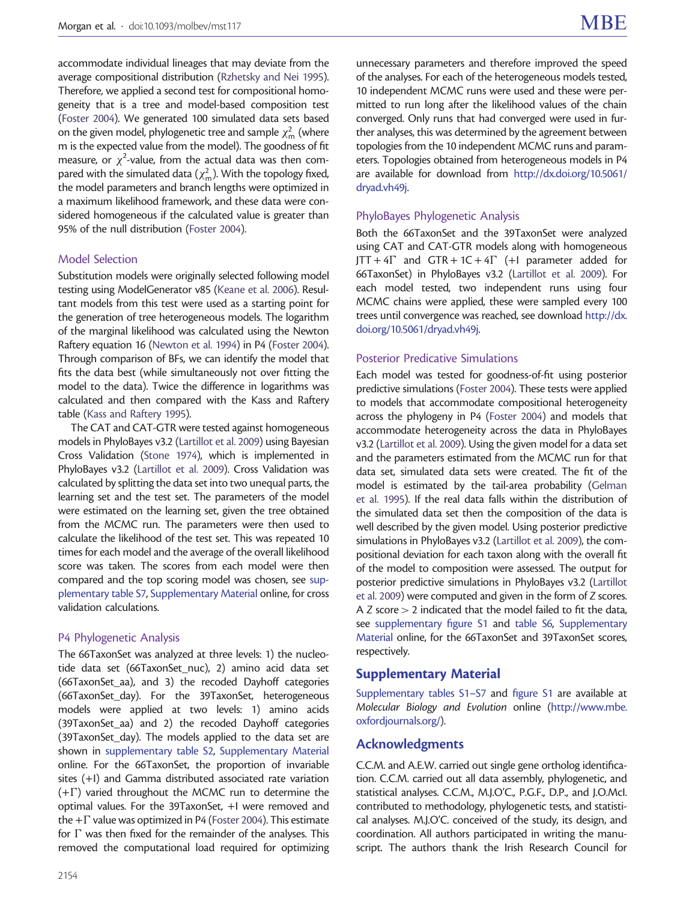accommodate individual lineages that may deviate from the average compositional distribution (Rzhetsky and Nei 1995). Therefore, we applied a second test for compositional homogeneity that is a tree and model-based composition test (Foster 2004). We generated 100 simulated data sets based on the given model, phylogenetic tree and sample $\chi^2_m$ (where m is the expected value from the model). The goodness of fit measure, or $\chi^2$-value, from the actual data was then compared with the simulated data ($\chi^2_m$). With the topology fixed, the model parameters and branch lengths were optimized in a maximum likelihood framework, and these data were considered homogeneous if the calculated value is greater than 95% of the null distribution (Foster 2004).

### Model Selection

Substitution models were originally selected following model testing using ModelGenerator v85 (Keane et al. 2006). Resultant models from this test were used as a starting point for the generation of tree heterogeneous models. The logarithm of the marginal likelihood was calculated using the Newton Raftery equation 16 (Newton et al. 1994) in P4 (Foster 2004). Through comparison of BFs, we can identify the model that fits the data best (while simultaneously not over fitting the model to the data). Twice the difference in logarithms was calculated and then compared with the Kass and Raftery table (Kass and Raftery 1995).

The CAT and CAT-GTR were tested against homogeneous models in PhyloBayes v3.2 (Lartillot et al. 2009) using Bayesian Cross Validation (Stone 1974), which is implemented in PhyloBayes v3.2 (Lartillot et al. 2009). Cross Validation was calculated by splitting the data set into two unequal parts, the learning set and the test set. The parameters of the model were estimated on the learning set, given the tree obtained from the MCMC run. The parameters were then used to calculate the likelihood of the test set. This was repeated 10 times for each model and the average of the overall likelihood score was taken. The scores from each model were then compared and the top scoring model was chosen, see supplementary table S7, Supplementary Material online, for cross validation calculations.

### P4 Phylogenetic Analysis

The 66TaxonSet was analyzed at three levels: 1) the nucleotide data set (66TaxonSet_nuc), 2) amino acid data set (66TaxonSet_aa), and 3) the recoded Dayhoff categories (66TaxonSet_day). For the 39TaxonSet, heterogeneous models were applied at two levels: 1) amino acids (39TaxonSet_aa) and 2) the recoded Dayhoff categories (39TaxonSet_day). The models applied to the data set are shown in supplementary table S2, Supplementary Material online. For the 66TaxonSet, the proportion of invariable sites (+I) and Gamma distributed associated rate variation (+$\Gamma$) varied throughout the MCMC run to determine the optimal values. For the 39TaxonSet, +I were removed and the +$\Gamma$ value was optimized in P4 (Foster 2004). This estimate for $\Gamma$ was then fixed for the remainder of the analyses. This removed the computational load required for optimizing unnecessary parameters and therefore improved the speed of the analyses. For each of the heterogeneous models tested, 10 independent MCMC runs were used and these were permitted to run long after the likelihood values of the chain converged. Only runs that had converged were used in further analyses, this was determined by the agreement between topologies from the 10 independent MCMC runs and parameters. Topologies obtained from heterogeneous models in P4 are available for download from http://dx.doi.org/10.5061/dryad.vh49j.

### PhyloBayes Phylogenetic Analysis

Both the 66TaxonSet and the 39TaxonSet were analyzed using CAT and CAT-GTR models along with homogeneous JTT + 4$\Gamma$ and GTR + 1C + 4$\Gamma$ (+I parameter added for 66TaxonSet) in PhyloBayes v3.2 (Lartillot et al. 2009). For each model tested, two independent runs using four MCMC chains were applied, these were sampled every 100 trees until convergence was reached, see download http://dx.doi.org/10.5061/dryad.vh49j.

### Posterior Predicative Simulations

Each model was tested for goodness-of-fit using posterior predictive simulations (Foster 2004). These tests were applied to models that accommodate compositional heterogeneity across the phylogeny in P4 (Foster 2004) and models that accommodate heterogeneity across the data in PhyloBayes v3.2 (Lartillot et al. 2009). Using the given model for a data set and the parameters estimated from the MCMC run for that data set, simulated data sets were created. The fit of the model is estimated by the tail-area probability (Gelman et al. 1995). If the real data falls within the distribution of the simulated data set then the composition of the data is well described by the given model. Using posterior predictive simulations in PhyloBayes v3.2 (Lartillot et al. 2009), the compositional deviation for each taxon along with the overall fit of the model to composition were assessed. The output for posterior predictive simulations in PhyloBayes v3.2 (Lartillot et al. 2009) were computed and given in the form of Z scores. A Z score > 2 indicated that the model failed to fit the data, see supplementary figure S1 and table S6, Supplementary Material online, for the 66TaxonSet and 39TaxonSet scores, respectively.

## Supplementary Material

Supplementary tables S1–S7 and figure S1 are available at *Molecular Biology and Evolution* online (http://www.mbe.oxfordjournals.org/).

## Acknowledgments

C.C.M. and A.E.W. carried out single gene ortholog identification. C.C.M. carried out all data assembly, phylogenetic, and statistical analyses. C.C.M., M.J.O'C., P.G.F., D.P., and J.O.McI. contributed to methodology, phylogenetic tests, and statistical analyses. M.J.O'C. conceived of the study, its design, and coordination. All authors participated in writing the manuscript. The authors thank the Irish Research Council for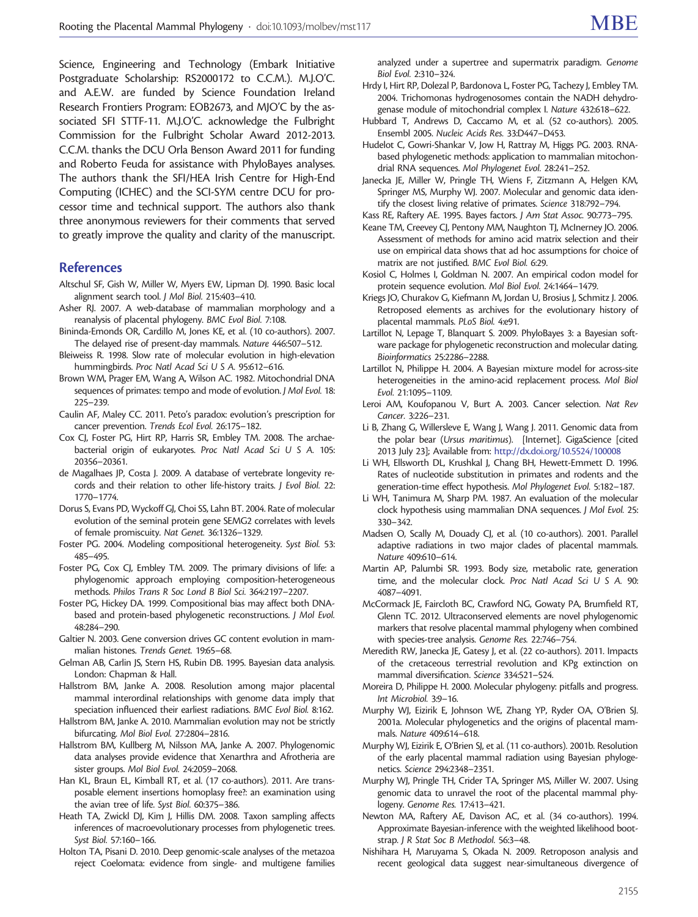Science, Engineering and Technology (Embark Initiative Postgraduate Scholarship: RS2000172 to C.C.M.). M.J.O'C. and A.E.W. are funded by Science Foundation Ireland Research Frontiers Program: EOB2673, and MJO'C by the associated SFI STTF-11. M.J.O'C. acknowledge the Fulbright Commission for the Fulbright Scholar Award 2012-2013. C.C.M. thanks the DCU Orla Benson Award 2011 for funding and Roberto Feuda for assistance with PhyloBayes analyses. The authors thank the SFI/HEA Irish Centre for High-End Computing (ICHEC) and the SCI-SYM centre DCU for processor time and technical support. The authors also thank three anonymous reviewers for their comments that served to greatly improve the quality and clarity of the manuscript.

## References

Altschul SF, Gish W, Miller W, Myers EW, Lipman DJ. 1990. Basic local alignment search tool. *J Mol Biol.* 215:403–410.

Asher RJ. 2007. A web-database of mammalian morphology and a reanalysis of placental phylogeny. *BMC Evol Biol.* 7:108.

Bininda-Emonds OR, Cardillo M, Jones KE, et al. (10 co-authors). 2007. The delayed rise of present-day mammals. *Nature* 446:507–512.

Bleiweiss R. 1998. Slow rate of molecular evolution in high-elevation hummingbirds. *Proc Natl Acad Sci U S A.* 95:612–616.

Brown WM, Prager EM, Wang A, Wilson AC. 1982. Mitochondrial DNA sequences of primates: tempo and mode of evolution. *J Mol Evol.* 18: 225–239.

Caulin AF, Maley CC. 2011. Peto's paradox: evolution's prescription for cancer prevention. *Trends Ecol Evol.* 26:175–182.

Cox CJ, Foster PG, Hirt RP, Harris SR, Embley TM. 2008. The archaebacterial origin of eukaryotes. *Proc Natl Acad Sci U S A.* 105: 20356–20361.

de Magalhaes JP, Costa J. 2009. A database of vertebrate longevity records and their relation to other life-history traits. *J Evol Biol.* 22: 1770–1774.

Dorus S, Evans PD, Wyckoff GJ, Choi SS, Lahn BT. 2004. Rate of molecular evolution of the seminal protein gene SEMG2 correlates with levels of female promiscuity. *Nat Genet.* 36:1326–1329.

Foster PG. 2004. Modeling compositional heterogeneity. *Syst Biol.* 53: 485–495.

Foster PG, Cox CJ, Embley TM. 2009. The primary divisions of life: a phylogenomic approach employing composition-heterogeneous methods. *Philos Trans R Soc Lond B Biol Sci.* 364:2197–2207.

Foster PG, Hickey DA. 1999. Compositional bias may affect both DNA-based and protein-based phylogenetic reconstructions. *J Mol Evol.* 48:284–290.

Galtier N. 2003. Gene conversion drives GC content evolution in mammalian histones. *Trends Genet.* 19:65–68.

Gelman AB, Carlin JS, Stern HS, Rubin DB. 1995. Bayesian data analysis. London: Chapman & Hall.

Hallstrom BM, Janke A. 2008. Resolution among major placental mammal interordinal relationships with genome data imply that speciation influenced their earliest radiations. *BMC Evol Biol.* 8:162.

Hallstrom BM, Janke A. 2010. Mammalian evolution may not be strictly bifurcating. *Mol Biol Evol.* 27:2804–2816.

Hallstrom BM, Kullberg M, Nilsson MA, Janke A. 2007. Phylogenomic data analyses provide evidence that Xenarthra and Afrotheria are sister groups. *Mol Biol Evol.* 24:2059–2068.

Han KL, Braun EL, Kimball RT, et al. (17 co-authors). 2011. Are transposable element insertions homoplasy free?: an examination using the avian tree of life. *Syst Biol.* 60:375–386.

Heath TA, Zwickl DJ, Kim J, Hillis DM. 2008. Taxon sampling affects inferences of macroevolutionary processes from phylogenetic trees. *Syst Biol.* 57:160–166.

Holton TA, Pisani D. 2010. Deep genomic-scale analyses of the metazoa reject Coelomata: evidence from single- and multigene families analyzed under a supertree and supermatrix paradigm. *Genome Biol Evol.* 2:310–324.

Hrdy I, Hirt RP, Dolezal P, Bardonova L, Foster PG, Tachezy J, Embley TM. 2004. Trichomonas hydrogenosomes contain the NADH dehydrogenase module of mitochondrial complex I. *Nature* 432:618–622.

Hubbard T, Andrews D, Caccamo M, et al. (52 co-authors). 2005. Ensembl 2005. *Nucleic Acids Res.* 33:D447–D453.

Hudelot C, Gowri-Shankar V, Jow H, Rattray M, Higgs PG. 2003. RNA-based phylogenetic methods: application to mammalian mitochondrial RNA sequences. *Mol Phylogenet Evol.* 28:241–252.

Janecka JE, Miller W, Pringle TH, Wiens F, Zitzmann A, Helgen KM, Springer MS, Murphy WJ. 2007. Molecular and genomic data identify the closest living relative of primates. *Science* 318:792–794.

Kass RE, Raftery AE. 1995. Bayes factors. *J Am Stat Assoc.* 90:773–795.

Keane TM, Creevey CJ, Pentony MM, Naughton TJ, McInerney JO. 2006. Assessment of methods for amino acid matrix selection and their use on empirical data shows that ad hoc assumptions for choice of matrix are not justified. *BMC Evol Biol.* 6:29.

Kosiol C, Holmes I, Goldman N. 2007. An empirical codon model for protein sequence evolution. *Mol Biol Evol.* 24:1464–1479.

Kriegs JO, Churakov G, Kiefmann M, Jordan U, Brosius J, Schmitz J. 2006. Retroposed elements as archives for the evolutionary history of placental mammals. *PLoS Biol.* 4:e91.

Lartillot N, Lepage T, Blanquart S. 2009. PhyloBayes 3: a Bayesian software package for phylogenetic reconstruction and molecular dating. *Bioinformatics* 25:2286–2288.

Lartillot N, Philippe H. 2004. A Bayesian mixture model for across-site heterogeneities in the amino-acid replacement process. *Mol Biol Evol.* 21:1095–1109.

Leroi AM, Koufopanou V, Burt A. 2003. Cancer selection. *Nat Rev Cancer.* 3:226–231.

Li B, Zhang G, Willersleve E, Wang J, Wang J. 2011. Genomic data from the polar bear (*Ursus maritimus*). [Internet]. GigaScience [cited 2013 July 23]; Available from: http://dx.doi.org/10.5524/100008

Li WH, Ellsworth DL, Krushkal J, Chang BH, Hewett-Emmett D. 1996. Rates of nucleotide substitution in primates and rodents and the generation-time effect hypothesis. *Mol Phylogenet Evol.* 5:182–187.

Li WH, Tanimura M, Sharp PM. 1987. An evaluation of the molecular clock hypothesis using mammalian DNA sequences. *J Mol Evol.* 25: 330–342.

Madsen O, Scally M, Douady CJ, et al. (10 co-authors). 2001. Parallel adaptive radiations in two major clades of placental mammals. *Nature* 409:610–614.

Martin AP, Palumbi SR. 1993. Body size, metabolic rate, generation time, and the molecular clock. *Proc Natl Acad Sci U S A.* 90: 4087–4091.

McCormack JE, Faircloth BC, Crawford NG, Gowaty PA, Brumfield RT, Glenn TC. 2012. Ultraconserved elements are novel phylogenomic markers that resolve placental mammal phylogeny when combined with species-tree analysis. *Genome Res.* 22:746–754.

Meredith RW, Janecka JE, Gatesy J, et al. (22 co-authors). 2011. Impacts of the cretaceous terrestrial revolution and KPg extinction on mammal diversification. *Science* 334:521–524.

Moreira D, Philippe H. 2000. Molecular phylogeny: pitfalls and progress. *Int Microbiol.* 3:9–16.

Murphy WJ, Eizirik E, Johnson WE, Zhang YP, Ryder OA, O'Brien SJ. 2001a. Molecular phylogenetics and the origins of placental mammals. *Nature* 409:614–618.

Murphy WJ, Eizirik E, O'Brien SJ, et al. (11 co-authors). 2001b. Resolution of the early placental mammal radiation using Bayesian phylogenetics. *Science* 294:2348–2351.

Murphy WJ, Pringle TH, Crider TA, Springer MS, Miller W. 2007. Using genomic data to unravel the root of the placental mammal phylogeny. *Genome Res.* 17:413–421.

Newton MA, Raftery AE, Davison AC, et al. (34 co-authors). 1994. Approximate Bayesian-inference with the weighted likelihood bootstrap. *J R Stat Soc B Methodol.* 56:3–48.

Nishihara H, Maruyama S, Okada N. 2009. Retroposon analysis and recent geological data suggest near-simultaneous divergence of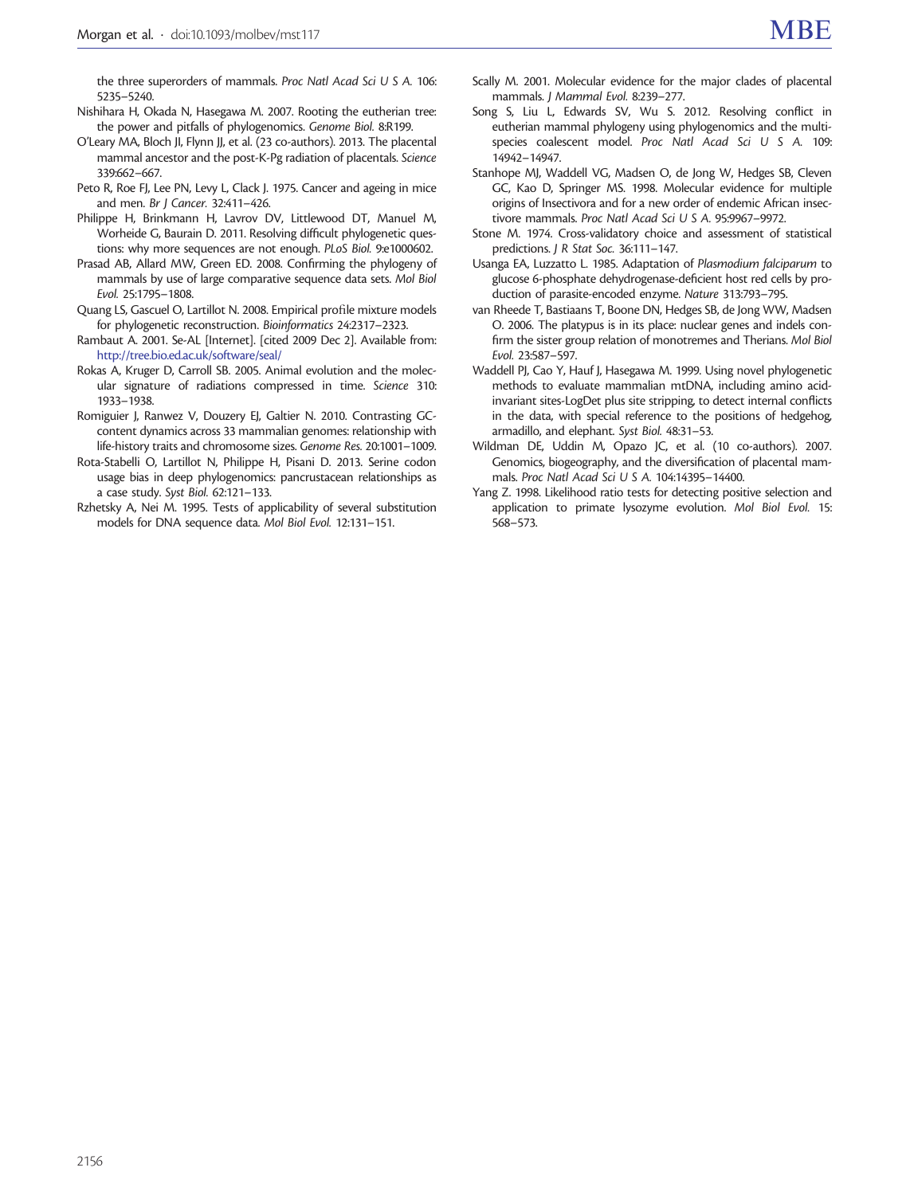the three superorders of mammals. *Proc Natl Acad Sci U S A.* 106: 5235–5240.

Nishihara H, Okada N, Hasegawa M. 2007. Rooting the eutherian tree: the power and pitfalls of phylogenomics. *Genome Biol.* 8:R199.

O'Leary MA, Bloch JI, Flynn JJ, et al. (23 co-authors). 2013. The placental mammal ancestor and the post-K-Pg radiation of placentals. *Science* 339:662–667.

Peto R, Roe FJ, Lee PN, Levy L, Clack J. 1975. Cancer and ageing in mice and men. *Br J Cancer.* 32:411–426.

Philippe H, Brinkmann H, Lavrov DV, Littlewood DT, Manuel M, Worheide G, Baurain D. 2011. Resolving difficult phylogenetic questions: why more sequences are not enough. *PLoS Biol.* 9:e1000602.

Prasad AB, Allard MW, Green ED. 2008. Confirming the phylogeny of mammals by use of large comparative sequence data sets. *Mol Biol Evol.* 25:1795–1808.

Quang LS, Gascuel O, Lartillot N. 2008. Empirical profile mixture models for phylogenetic reconstruction. *Bioinformatics* 24:2317–2323.

Rambaut A. 2001. Se-AL [Internet]. [cited 2009 Dec 2]. Available from: http://tree.bio.ed.ac.uk/software/seal/

Rokas A, Kruger D, Carroll SB. 2005. Animal evolution and the molecular signature of radiations compressed in time. *Science* 310: 1933–1938.

Romiguier J, Ranwez V, Douzery EJ, Galtier N. 2010. Contrasting GC-content dynamics across 33 mammalian genomes: relationship with life-history traits and chromosome sizes. *Genome Res.* 20:1001–1009.

Rota-Stabelli O, Lartillot N, Philippe H, Pisani D. 2013. Serine codon usage bias in deep phylogenomics: pancrustacean relationships as a case study. *Syst Biol.* 62:121–133.

Rzhetsky A, Nei M. 1995. Tests of applicability of several substitution models for DNA sequence data. *Mol Biol Evol.* 12:131–151.

Scally M. 2001. Molecular evidence for the major clades of placental mammals. *J Mammal Evol.* 8:239–277.

Song S, Liu L, Edwards SV, Wu S. 2012. Resolving conflict in eutherian mammal phylogeny using phylogenomics and the multi-species coalescent model. *Proc Natl Acad Sci U S A.* 109: 14942–14947.

Stanhope MJ, Waddell VG, Madsen O, de Jong W, Hedges SB, Cleven GC, Kao D, Springer MS. 1998. Molecular evidence for multiple origins of Insectivora and for a new order of endemic African insectivore mammals. *Proc Natl Acad Sci U S A.* 95:9967–9972.

Stone M. 1974. Cross-validatory choice and assessment of statistical predictions. *J R Stat Soc.* 36:111–147.

Usanga EA, Luzzatto L. 1985. Adaptation of *Plasmodium falciparum* to glucose 6-phosphate dehydrogenase-deficient host red cells by production of parasite-encoded enzyme. *Nature* 313:793–795.

van Rheede T, Bastiaans T, Boone DN, Hedges SB, de Jong WW, Madsen O. 2006. The platypus is in its place: nuclear genes and indels confirm the sister group relation of monotremes and Therians. *Mol Biol Evol.* 23:587–597.

Waddell PJ, Cao Y, Hauf J, Hasegawa M. 1999. Using novel phylogenetic methods to evaluate mammalian mtDNA, including amino acid-invariant sites-LogDet plus site stripping, to detect internal conflicts in the data, with special reference to the positions of hedgehog, armadillo, and elephant. *Syst Biol.* 48:31–53.

Wildman DE, Uddin M, Opazo JC, et al. (10 co-authors). 2007. Genomics, biogeography, and the diversification of placental mammals. *Proc Natl Acad Sci U S A.* 104:14395–14400.

Yang Z. 1998. Likelihood ratio tests for detecting positive selection and application to primate lysozyme evolution. *Mol Biol Evol.* 15: 568–573.